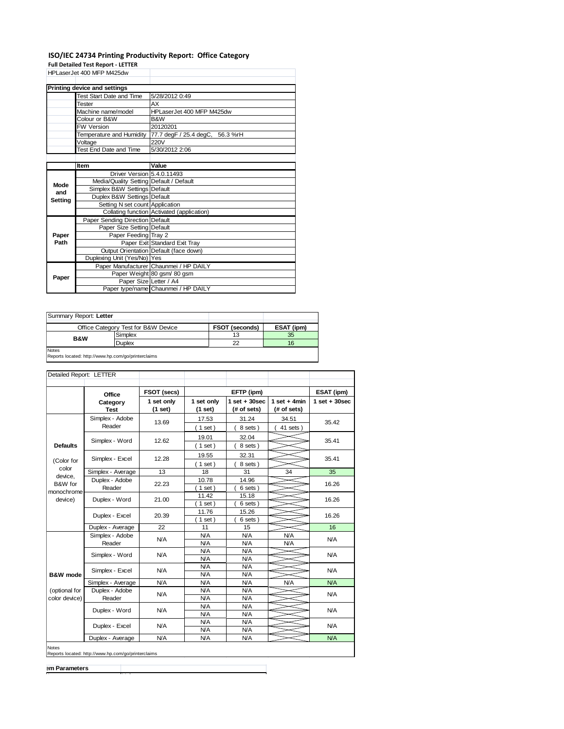# ISO/IEC 24734 Printing Productivity Report: Office Category

**Full Detailed Test Report - LETTER**

HPLaserJet 400 MFP M425dw

| **Printing device and settings** | | |
|---|---|---|
| | Test Start Date and Time | 5/28/2012 0:49 |
| | Tester | AX |
| | Machine name/model | HPLaserJet 400 MFP M425dw |
| | Colour or B&W | B&W |
| | FW Version | 20120201 |
| | Temperature and Humidity | 77.7 degF / 25.4 degC, 56.3 %rH |
| | Voltage | 220V |
| | Test End Date and Time | 5/30/2012 2:06 |

| | Item | Value |
|---|---|---|
| **Mode and Setting** | Driver Version | 5.4.0.11493 |
| | Media/Quality Setting | Default / Default |
| | Simplex B&W Settings | Default |
| | Duplex B&W Settings | Default |
| | Setting N set count | Application |
| | Collating function | Activated (application) |
| **Paper Path** | Paper Sending Direction | Default |
| | Paper Size Setting | Default |
| | Paper Feeding | Tray 2 |
| | Paper Exit | Standard Exit Tray |
| | Output Orientation | Default (face down) |
| | Duplexing Unit (Yes/No) | Yes |
| **Paper** | Paper Manufacturer | Chaunmei / HP DAILY |
| | Paper Weight | 80 gsm/ 80 gsm |
| | Paper Size | Letter / A4 |
| | Paper type/name | Chaunmei / HP DAILY |

Summary Report: **Letter**

| Office Category Test for B&W Device | | FSOT (seconds) | ESAT (ipm) |
|---|---|---|---|
| **B&W** | Simplex | 13 | 35 |
| | Duplex | 22 | 16 |

Notes
Reports located: http://www.hp.com/go/printerclaims

Detailed Report: LETTER

| | Office Category Test | FSOT (secs) 1 set only (1 set) | EFTP (ipm) 1 set only (1 set) | EFTP (ipm) 1 set + 30sec (# of sets) | EFTP (ipm) 1 set + 4min (# of sets) | ESAT (ipm) 1 set + 30sec |
|---|---|---|---|---|---|---|
| **Defaults** (Color for color device, B&W for monochrome device) | Simplex - Adobe Reader | 13.69 | 17.53 (1 set) | 31.24 (8 sets) | 34.51 (41 sets) | 35.42 |
| | Simplex - Word | 12.62 | 19.01 (1 set) | 32.04 (8 sets) | | 35.41 |
| | Simplex - Excel | 12.28 | 19.55 (1 set) | 32.31 (8 sets) | | 35.41 |
| | Simplex - Average | 13 | 18 | 31 | 34 | 35 |
| | Duplex - Adobe Reader | 22.23 | 10.78 (1 set) | 14.96 (6 sets) | | 16.26 |
| | Duplex - Word | 21.00 | 11.42 (1 set) | 15.18 (6 sets) | | 16.26 |
| | Duplex - Excel | 20.39 | 11.76 (1 set) | 15.26 (6 sets) | | 16.26 |
| | Duplex - Average | 22 | 11 | 15 | | 16 |
| **B&W mode** (optional for color device) | Simplex - Adobe Reader | N/A | N/A (N/A) | N/A (N/A) | N/A (N/A) | N/A |
| | Simplex - Word | N/A | N/A (N/A) | N/A (N/A) | | N/A |
| | Simplex - Excel | N/A | N/A (N/A) | N/A (N/A) | | N/A |
| | Simplex - Average | N/A | N/A | N/A | N/A | N/A |
| | Duplex - Adobe Reader | N/A | N/A (N/A) | N/A (N/A) | | N/A |
| | Duplex - Word | N/A | N/A (N/A) | N/A (N/A) | | N/A |
| | Duplex - Excel | N/A | N/A (N/A) | N/A (N/A) | | N/A |
| | Duplex - Average | N/A | N/A | N/A | | N/A |

Notes
Reports located: http://www.hp.com/go/printerclaims

**em Parameters**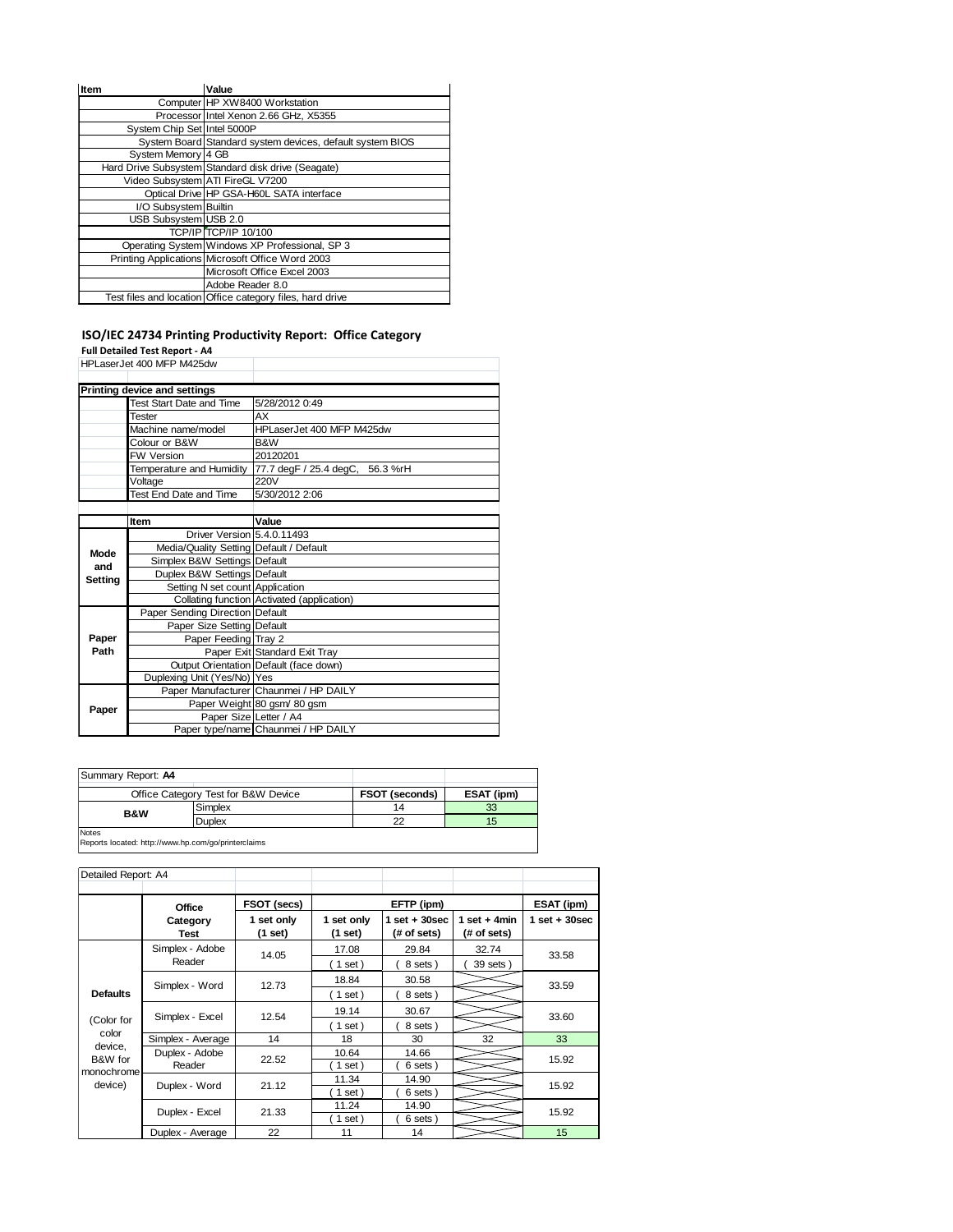| Item | Value |
|---|---|
| Computer | HP XW8400 Workstation |
| Processor | Intel Xenon 2.66 GHz, X5355 |
| System Chip Set | Intel 5000P |
| System Board | Standard system devices, default system BIOS |
| System Memory | 4 GB |
| Hard Drive Subsystem | Standard disk drive (Seagate) |
| Video Subsystem | ATI FireGL V7200 |
| Optical Drive | HP GSA-H60L SATA interface |
| I/O Subsystem | Builtin |
| USB Subsystem | USB 2.0 |
| TCP/IP | TCP/IP 10/100 |
| Operating System | Windows XP Professional, SP 3 |
| Printing Applications | Microsoft Office Word 2003 |
| | Microsoft Office Excel 2003 |
| | Adobe Reader 8.0 |
| Test files and location | Office category files, hard drive |

## ISO/IEC 24734 Printing Productivity Report: Office Category

**Full Detailed Test Report - A4**

HPLaserJet 400 MFP M425dw

| Printing device and settings | | |
|---|---|---|
| | Test Start Date and Time | 5/28/2012 0:49 |
| | Tester | AX |
| | Machine name/model | HPLaserJet 400 MFP M425dw |
| | Colour or B&W | B&W |
| | FW Version | 20120201 |
| | Temperature and Humidity | 77.7 degF / 25.4 degC, 56.3 %rH |
| | Voltage | 220V |
| | Test End Date and Time | 5/30/2012 2:06 |

| | Item | Value |
|---|---|---|
| Mode and Setting | Driver Version | 5.4.0.11493 |
| | Media/Quality Setting | Default / Default |
| | Simplex B&W Settings | Default |
| | Duplex B&W Settings | Default |
| | Setting N set count | Application |
| | Collating function | Activated (application) |
| Paper Path | Paper Sending Direction | Default |
| | Paper Size Setting | Default |
| | Paper Feeding | Tray 2 |
| | Paper Exit | Standard Exit Tray |
| | Output Orientation | Default (face down) |
| | Duplexing Unit (Yes/No) | Yes |
| Paper | Paper Manufacturer | Chaunmei / HP DAILY |
| | Paper Weight | 80 gsm/ 80 gsm |
| | Paper Size | Letter / A4 |
| | Paper type/name | Chaunmei / HP DAILY |

Summary Report: **A4**

| Office Category Test for B&W Device | | FSOT (seconds) | ESAT (ipm) |
|---|---|---|---|
| B&W | Simplex | 14 | 33 |
| | Duplex | 22 | 15 |

Notes
Reports located: http://www.hp.com/go/printerclaims

Detailed Report: A4

| | Office Category Test | FSOT (secs) 1 set only (1 set) | EFTP (ipm) 1 set only (1 set) | EFTP (ipm) 1 set + 30sec (# of sets) | EFTP (ipm) 1 set + 4min (# of sets) | ESAT (ipm) 1 set + 30sec |
|---|---|---|---|---|---|---|
| Defaults (Color for color device, B&W for monochrome device) | Simplex - Adobe Reader | 14.05 | 17.08 (1 set) | 29.84 (8 sets) | 32.74 (39 sets) | 33.58 |
| | Simplex - Word | 12.73 | 18.84 (1 set) | 30.58 (8 sets) | | 33.59 |
| | Simplex - Excel | 12.54 | 19.14 (1 set) | 30.67 (8 sets) | | 33.60 |
| | Simplex - Average | 14 | 18 | 30 | 32 | 33 |
| | Duplex - Adobe Reader | 22.52 | 10.64 (1 set) | 14.66 (6 sets) | | 15.92 |
| | Duplex - Word | 21.12 | 11.34 (1 set) | 14.90 (6 sets) | | 15.92 |
| | Duplex - Excel | 21.33 | 11.24 (1 set) | 14.90 (6 sets) | | 15.92 |
| | Duplex - Average | 22 | 11 | 14 | | 15 |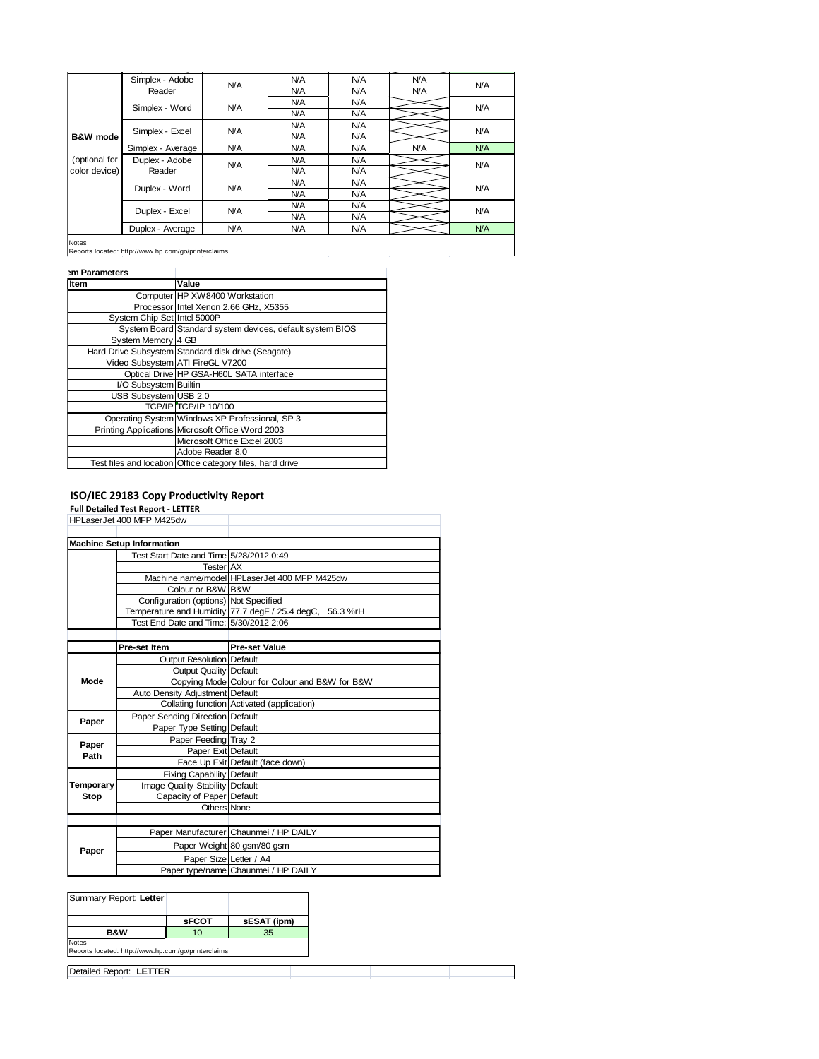| | | | | | | |
|---|---|---|---|---|---|---|
| B&W mode (optional for color device) | Simplex - Adobe Reader | N/A | N/A | N/A | N/A | N/A |
| | | | N/A | N/A | N/A | |
| | Simplex - Word | N/A | N/A | N/A | | N/A |
| | | | N/A | N/A | | |
| | Simplex - Excel | N/A | N/A | N/A | | N/A |
| | | | N/A | N/A | | |
| | Simplex - Average | N/A | N/A | N/A | N/A | N/A |
| | Duplex - Adobe Reader | N/A | N/A | N/A | | N/A |
| | | | N/A | N/A | | |
| | Duplex - Word | N/A | N/A | N/A | | N/A |
| | | | N/A | N/A | | |
| | Duplex - Excel | N/A | N/A | N/A | | N/A |
| | | | N/A | N/A | | |
| | Duplex - Average | N/A | N/A | N/A | | N/A |

Notes
Reports located: http://www.hp.com/go/printerclaims

em Parameters

| Item | Value |
|---|---|
| Computer | HP XW8400 Workstation |
| Processor | Intel Xenon 2.66 GHz, X5355 |
| System Chip Set | Intel 5000P |
| System Board | Standard system devices, default system BIOS |
| System Memory | 4 GB |
| Hard Drive Subsystem | Standard disk drive (Seagate) |
| Video Subsystem | ATI FireGL V7200 |
| Optical Drive | HP GSA-H60L SATA interface |
| I/O Subsystem | Builtin |
| USB Subsystem | USB 2.0 |
| TCP/IP | TCP/IP 10/100 |
| Operating System | Windows XP Professional, SP 3 |
| Printing Applications | Microsoft Office Word 2003 |
| | Microsoft Office Excel 2003 |
| | Adobe Reader 8.0 |
| Test files and location | Office category files, hard drive |

## ISO/IEC 29183 Copy Productivity Report

**Full Detailed Test Report - LETTER**

HPLaserJet 400 MFP M425dw

| Machine Setup Information | | |
|---|---|---|
| | Test Start Date and Time | 5/28/2012 0:49 |
| | Tester | AX |
| | Machine name/model | HPLaserJet 400 MFP M425dw |
| | Colour or B&W | B&W |
| | Configuration (options) | Not Specified |
| | Temperature and Humidity | 77.7 degF / 25.4 degC, 56.3 %rH |
| | Test End Date and Time: | 5/30/2012 2:06 |

| | Pre-set Item | Pre-set Value |
|---|---|---|
| Mode | Output Resolution | Default |
| | Output Quality | Default |
| | Copying Mode | Colour for Colour and B&W for B&W |
| | Auto Density Adjustment | Default |
| | Collating function | Activated (application) |
| Paper | Paper Sending Direction | Default |
| | Paper Type Setting | Default |
| Paper Path | Paper Feeding | Tray 2 |
| | Paper Exit | Default |
| | Face Up Exit | Default (face down) |
| Temporary Stop | Fixing Capability | Default |
| | Image Quality Stability | Default |
| | Capacity of Paper | Default |
| | Others | None |

| | | |
|---|---|---|
| Paper | Paper Manufacturer | Chaunmei / HP DAILY |
| | Paper Weight | 80 gsm/80 gsm |
| | Paper Size | Letter / A4 |
| | Paper type/name | Chaunmei / HP DAILY |

Summary Report: **Letter**

| | sFCOT | sESAT (ipm) |
|---|---|---|
| B&W | 10 | 35 |

Notes
Reports located: http://www.hp.com/go/printerclaims

Detailed Report: **LETTER**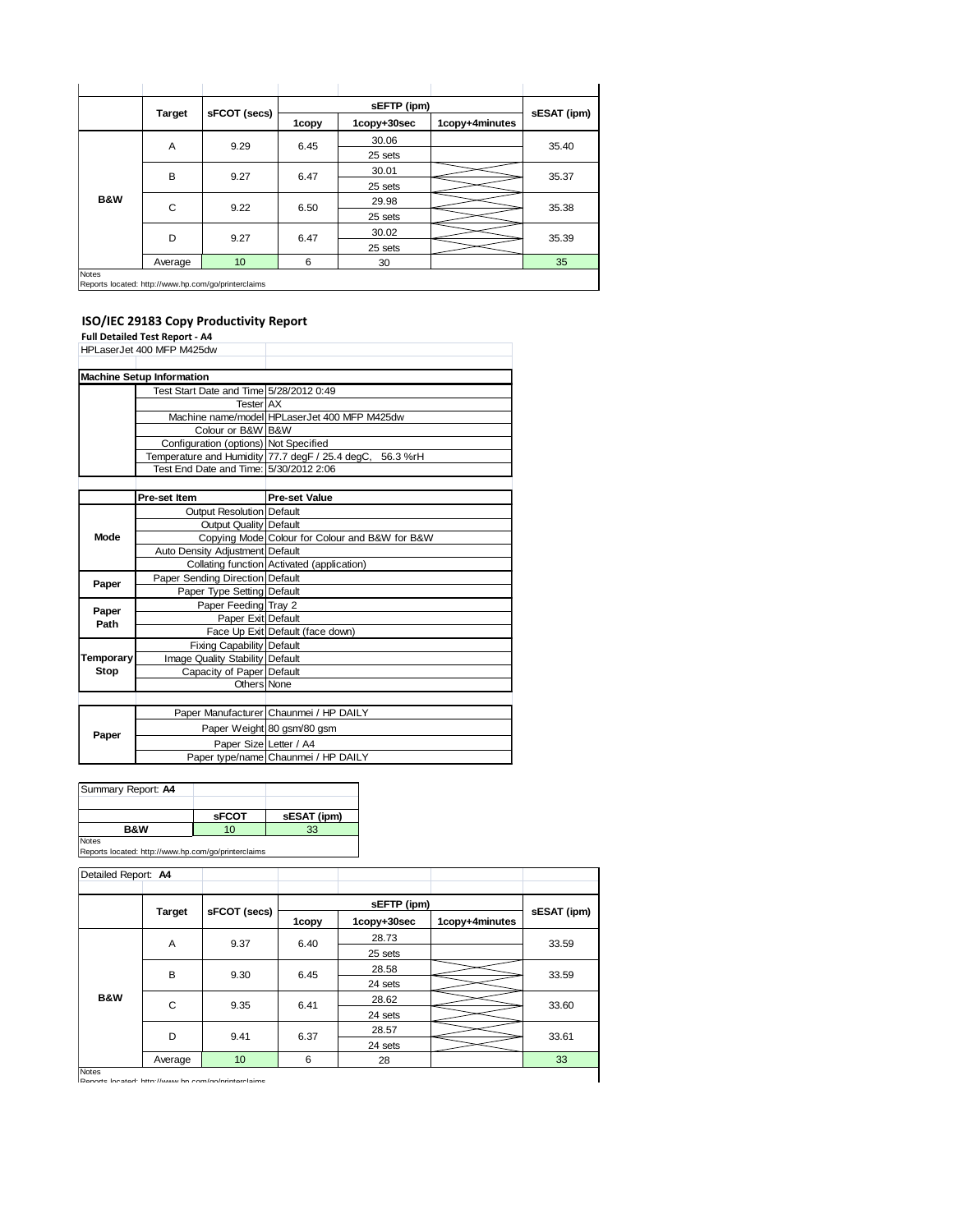| | Target | sFCOT (secs) | sEFTP (ipm) | | | sESAT (ipm) |
|---|---|---|---|---|---|---|
| | | | 1copy | 1copy+30sec | 1copy+4minutes | |
| B&W | A | 9.29 | 6.45 | 30.06 | | 35.40 |
| | | | | 25 sets | | |
| | B | 9.27 | 6.47 | 30.01 | | 35.37 |
| | | | | 25 sets | | |
| | C | 9.22 | 6.50 | 29.98 | | 35.38 |
| | | | | 25 sets | | |
| | D | 9.27 | 6.47 | 30.02 | | 35.39 |
| | | | | 25 sets | | |
| | Average | 10 | 6 | 30 | | 35 |

Notes
Reports located: http://www.hp.com/go/printerclaims

## ISO/IEC 29183 Copy Productivity Report

**Full Detailed Test Report - A4**

HPLaserJet 400 MFP M425dw

| Machine Setup Information | | |
|---|---|---|
| | Test Start Date and Time | 5/28/2012 0:49 |
| | Tester | AX |
| | Machine name/model | HPLaserJet 400 MFP M425dw |
| | Colour or B&W | B&W |
| | Configuration (options) | Not Specified |
| | Temperature and Humidity | 77.7 degF / 25.4 degC, 56.3 %rH |
| | Test End Date and Time: | 5/30/2012 2:06 |

| | Pre-set Item | Pre-set Value |
|---|---|---|
| Mode | Output Resolution | Default |
| | Output Quality | Default |
| | Copying Mode | Colour for Colour and B&W for B&W |
| | Auto Density Adjustment | Default |
| | Collating function | Activated (application) |
| Paper | Paper Sending Direction | Default |
| | Paper Type Setting | Default |
| Paper Path | Paper Feeding | Tray 2 |
| | Paper Exit | Default |
| | Face Up Exit | Default (face down) |
| Temporary Stop | Fixing Capability | Default |
| | Image Quality Stability | Default |
| | Capacity of Paper | Default |
| | Others | None |

| | | |
|---|---|---|
| Paper | Paper Manufacturer | Chaunmei / HP DAILY |
| | Paper Weight | 80 gsm/80 gsm |
| | Paper Size | Letter / A4 |
| | Paper type/name | Chaunmei / HP DAILY |

Summary Report: **A4**

| | sFCOT | sESAT (ipm) |
|---|---|---|
| B&W | 10 | 33 |

Notes
Reports located: http://www.hp.com/go/printerclaims

Detailed Report: **A4**

| | Target | sFCOT (secs) | sEFTP (ipm) | | | sESAT (ipm) |
|---|---|---|---|---|---|---|
| | | | 1copy | 1copy+30sec | 1copy+4minutes | |
| B&W | A | 9.37 | 6.40 | 28.73 | | 33.59 |
| | | | | 25 sets | | |
| | B | 9.30 | 6.45 | 28.58 | | 33.59 |
| | | | | 24 sets | | |
| | C | 9.35 | 6.41 | 28.62 | | 33.60 |
| | | | | 24 sets | | |
| | D | 9.41 | 6.37 | 28.57 | | 33.61 |
| | | | | 24 sets | | |
| | Average | 10 | 6 | 28 | | 33 |

Notes
Reports located: http://www.hp.com/go/printerclaims